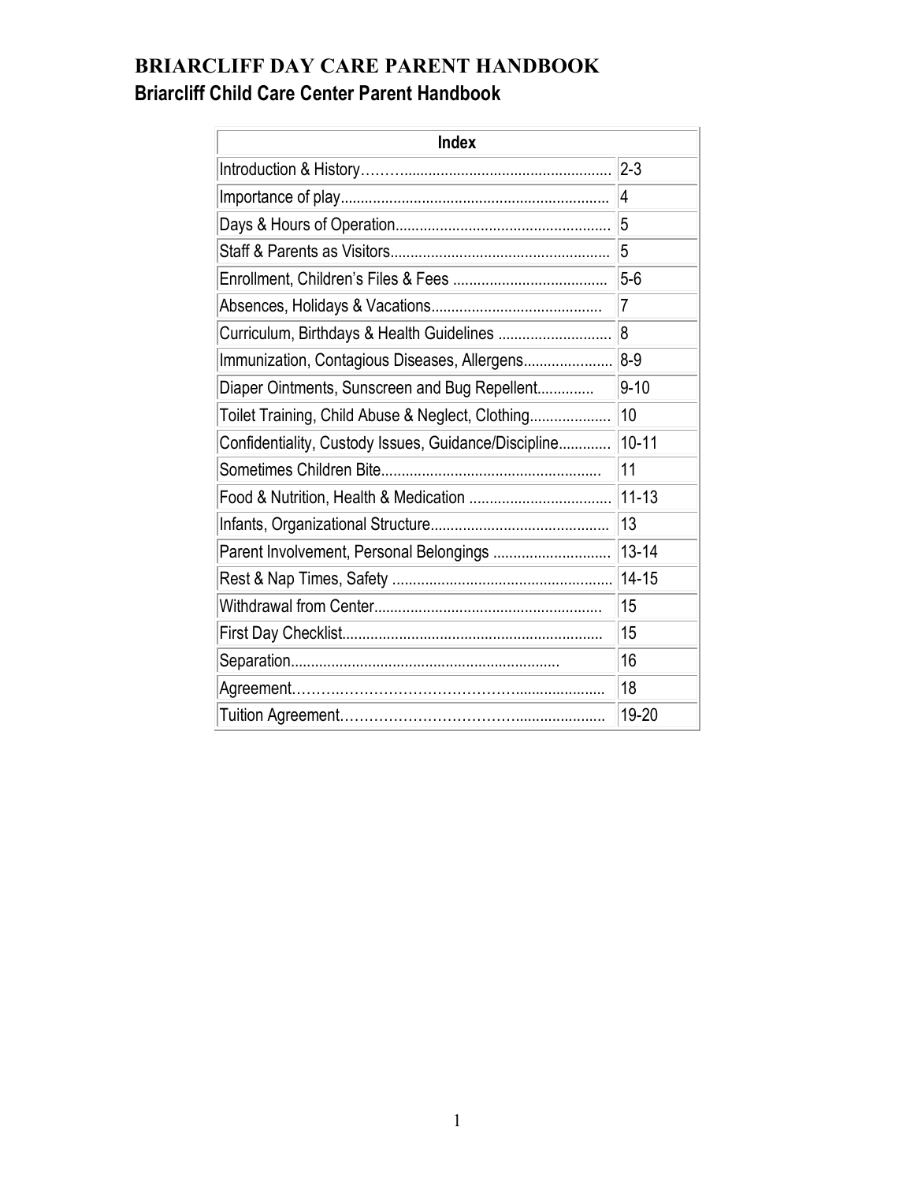# BRIARCLIFF DAY CARE PARENT HANDBOOK

## Briarcliff Child Care Center Parent Handbook

| Index | |
|---|---|
| Introduction & History………................................................... | 2-3 |
| Importance of play................................................................. | 4 |
| Days & Hours of Operation.................................................... | 5 |
| Staff & Parents as Visitors..................................................... | 5 |
| Enrollment, Children's Files & Fees ...................................... | 5-6 |
| Absences, Holidays & Vacations.......................................... | 7 |
| Curriculum, Birthdays & Health Guidelines ............................ | 8 |
| Immunization, Contagious Diseases, Allergens...................... | 8-9 |
| Diaper Ointments, Sunscreen and Bug Repellent.............. | 9-10 |
| Toilet Training, Child Abuse & Neglect, Clothing.................... | 10 |
| Confidentiality, Custody Issues, Guidance/Discipline............. | 10-11 |
| Sometimes Children Bite...................................................... | 11 |
| Food & Nutrition, Health & Medication ................................... | 11-13 |
| Infants, Organizational Structure........................................... | 13 |
| Parent Involvement, Personal Belongings ............................. | 13-14 |
| Rest & Nap Times, Safety ...................................................... | 14-15 |
| Withdrawal from Center....................................................... | 15 |
| First Day Checklist............................................................... | 15 |
| Separation.......................................................................... | 16 |
| Agreement.………..……………………………….................... | 18 |
| Tuition Agreement.……………………………….................... | 19-20 |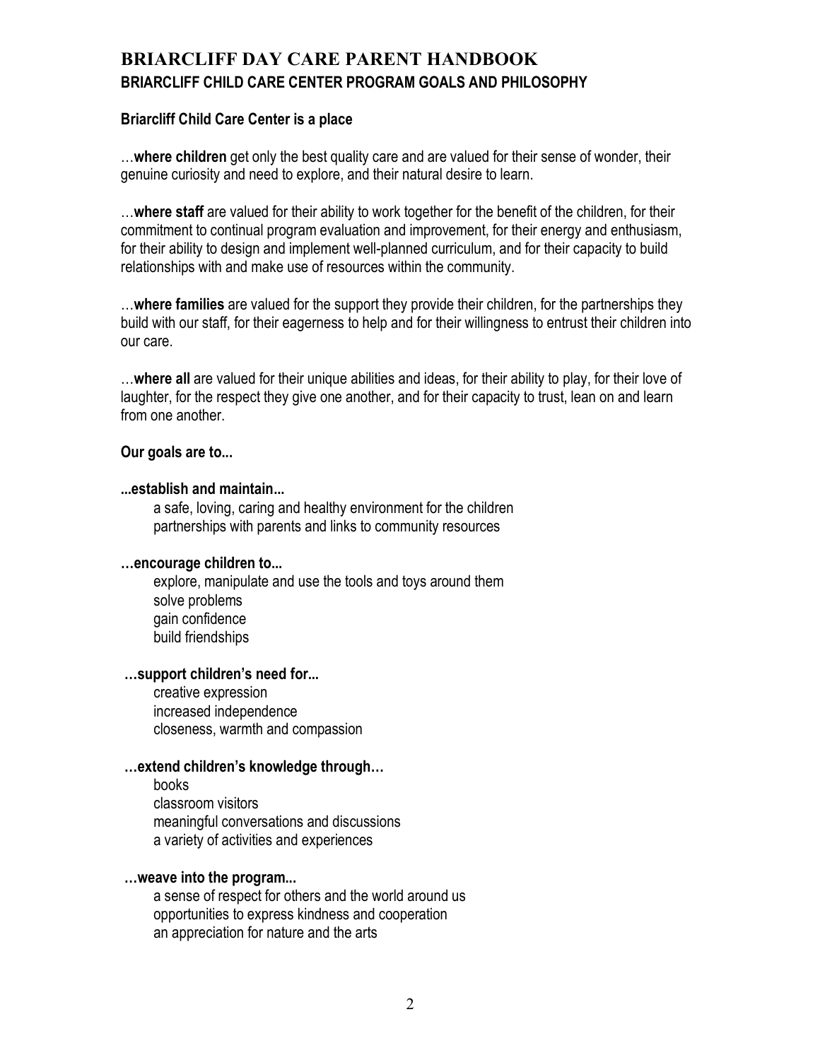# BRIARCLIFF DAY CARE PARENT HANDBOOK

## BRIARCLIFF CHILD CARE CENTER PROGRAM GOALS AND PHILOSOPHY

**Briarcliff Child Care Center is a place**

…**where children** get only the best quality care and are valued for their sense of wonder, their genuine curiosity and need to explore, and their natural desire to learn.

…**where staff** are valued for their ability to work together for the benefit of the children, for their commitment to continual program evaluation and improvement, for their energy and enthusiasm, for their ability to design and implement well-planned curriculum, and for their capacity to build relationships with and make use of resources within the community.

…**where families** are valued for the support they provide their children, for the partnerships they build with our staff, for their eagerness to help and for their willingness to entrust their children into our care.

…**where all** are valued for their unique abilities and ideas, for their ability to play, for their love of laughter, for the respect they give one another, and for their capacity to trust, lean on and learn from one another.

**Our goals are to...**

**...establish and maintain...**

- a safe, loving, caring and healthy environment for the children
- partnerships with parents and links to community resources

**…encourage children to...**

- explore, manipulate and use the tools and toys around them
- solve problems
- gain confidence
- build friendships

**…support children's need for...**

- creative expression
- increased independence
- closeness, warmth and compassion

**…extend children's knowledge through…**

- books
- classroom visitors
- meaningful conversations and discussions
- a variety of activities and experiences

**…weave into the program...**

- a sense of respect for others and the world around us
- opportunities to express kindness and cooperation
- an appreciation for nature and the arts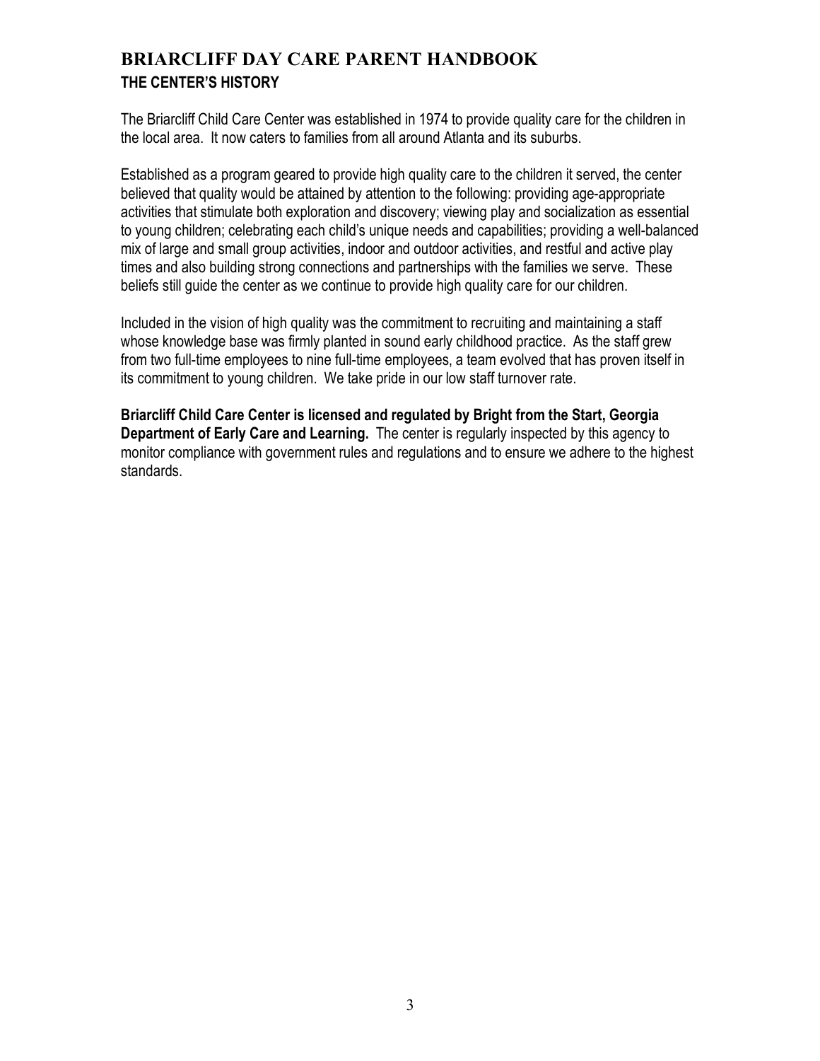# BRIARCLIFF DAY CARE PARENT HANDBOOK

## THE CENTER'S HISTORY

The Briarcliff Child Care Center was established in 1974 to provide quality care for the children in the local area. It now caters to families from all around Atlanta and its suburbs.

Established as a program geared to provide high quality care to the children it served, the center believed that quality would be attained by attention to the following: providing age-appropriate activities that stimulate both exploration and discovery; viewing play and socialization as essential to young children; celebrating each child's unique needs and capabilities; providing a well-balanced mix of large and small group activities, indoor and outdoor activities, and restful and active play times and also building strong connections and partnerships with the families we serve. These beliefs still guide the center as we continue to provide high quality care for our children.

Included in the vision of high quality was the commitment to recruiting and maintaining a staff whose knowledge base was firmly planted in sound early childhood practice. As the staff grew from two full-time employees to nine full-time employees, a team evolved that has proven itself in its commitment to young children. We take pride in our low staff turnover rate.

**Briarcliff Child Care Center is licensed and regulated by Bright from the Start, Georgia Department of Early Care and Learning.** The center is regularly inspected by this agency to monitor compliance with government rules and regulations and to ensure we adhere to the highest standards.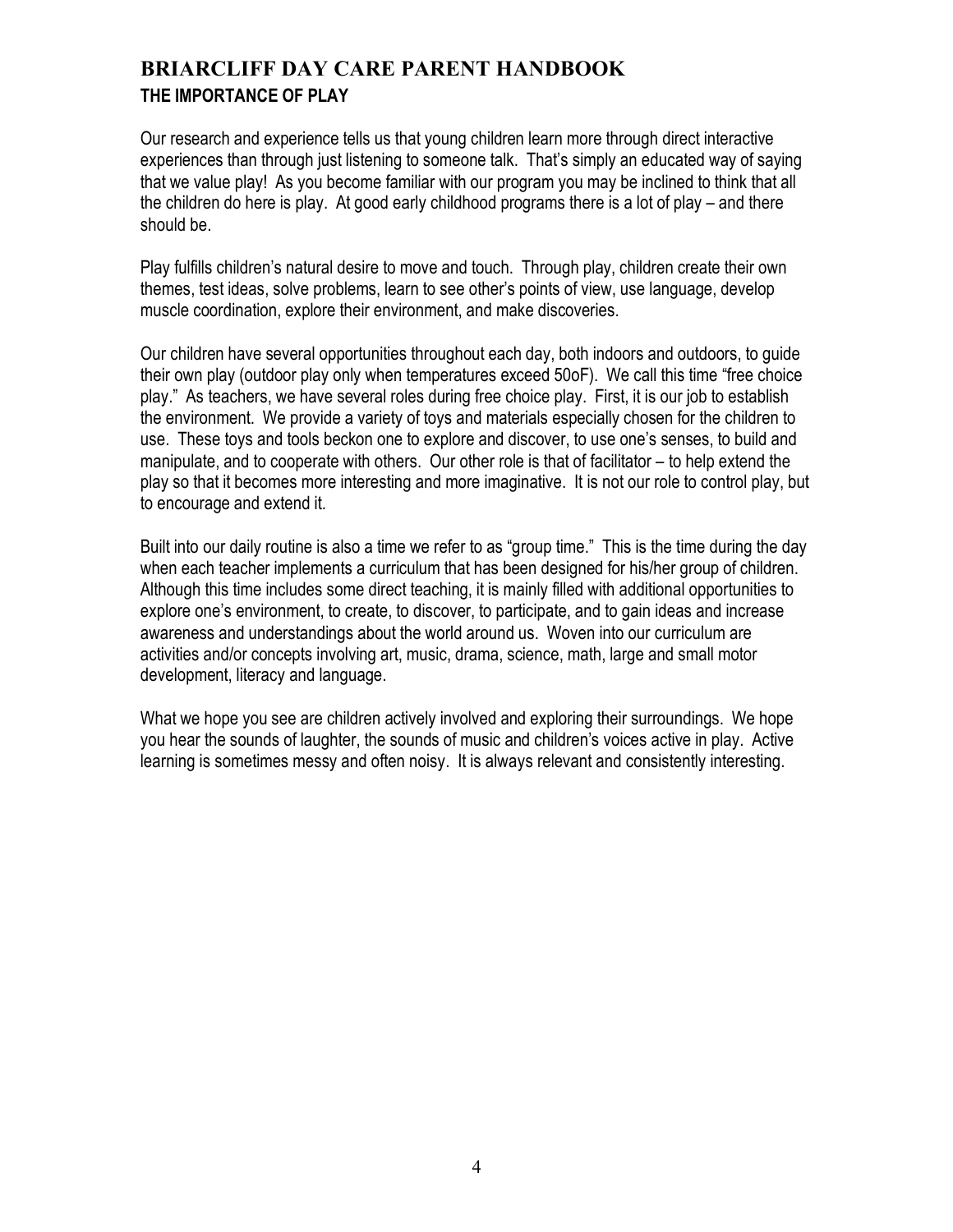## BRIARCLIFF DAY CARE PARENT HANDBOOK

### THE IMPORTANCE OF PLAY

Our research and experience tells us that young children learn more through direct interactive experiences than through just listening to someone talk. That's simply an educated way of saying that we value play! As you become familiar with our program you may be inclined to think that all the children do here is play. At good early childhood programs there is a lot of play – and there should be.

Play fulfills children's natural desire to move and touch. Through play, children create their own themes, test ideas, solve problems, learn to see other's points of view, use language, develop muscle coordination, explore their environment, and make discoveries.

Our children have several opportunities throughout each day, both indoors and outdoors, to guide their own play (outdoor play only when temperatures exceed 50oF). We call this time "free choice play." As teachers, we have several roles during free choice play. First, it is our job to establish the environment. We provide a variety of toys and materials especially chosen for the children to use. These toys and tools beckon one to explore and discover, to use one's senses, to build and manipulate, and to cooperate with others. Our other role is that of facilitator – to help extend the play so that it becomes more interesting and more imaginative. It is not our role to control play, but to encourage and extend it.

Built into our daily routine is also a time we refer to as "group time." This is the time during the day when each teacher implements a curriculum that has been designed for his/her group of children. Although this time includes some direct teaching, it is mainly filled with additional opportunities to explore one's environment, to create, to discover, to participate, and to gain ideas and increase awareness and understandings about the world around us. Woven into our curriculum are activities and/or concepts involving art, music, drama, science, math, large and small motor development, literacy and language.

What we hope you see are children actively involved and exploring their surroundings. We hope you hear the sounds of laughter, the sounds of music and children's voices active in play. Active learning is sometimes messy and often noisy. It is always relevant and consistently interesting.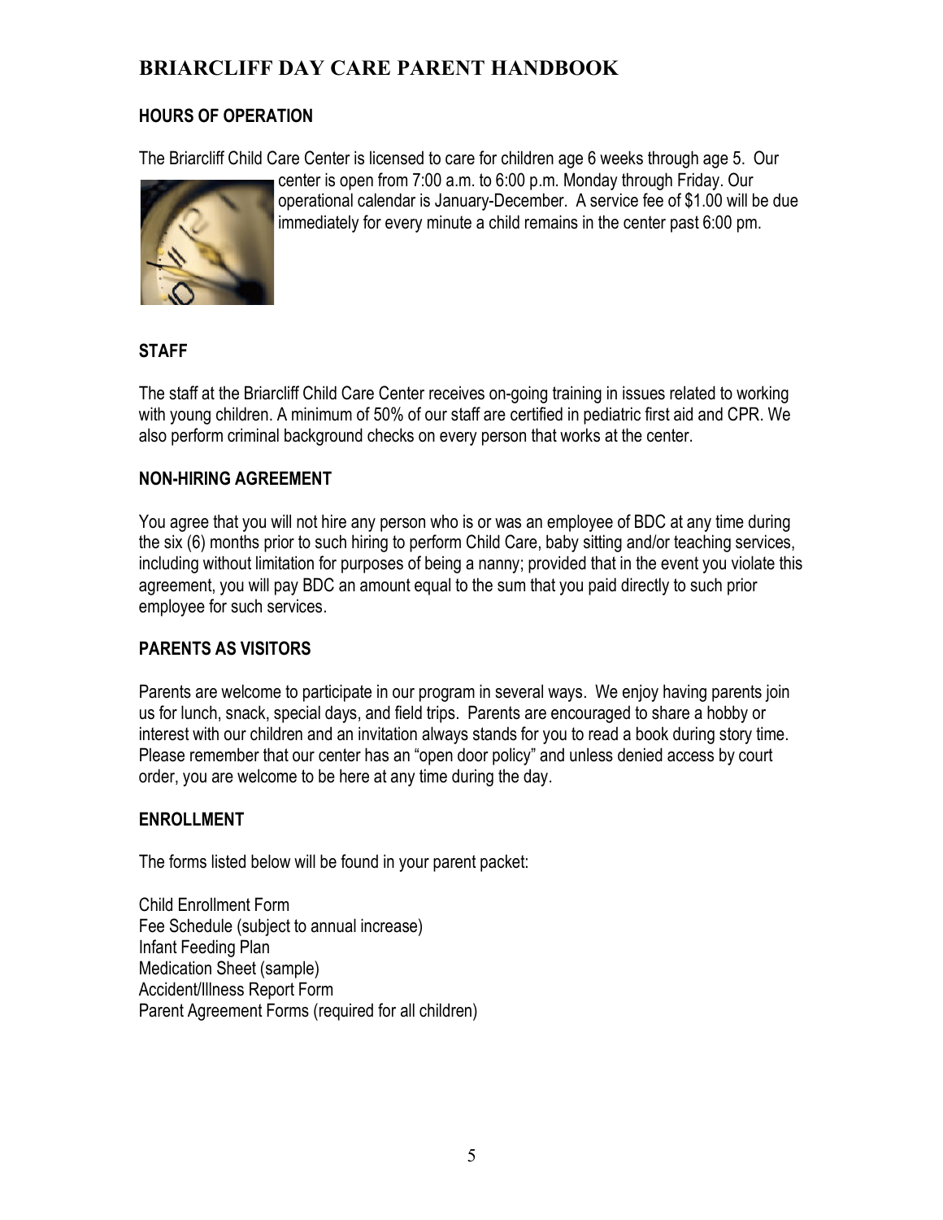# BRIARCLIFF DAY CARE PARENT HANDBOOK

## HOURS OF OPERATION

The Briarcliff Child Care Center is licensed to care for children age 6 weeks through age 5. Our center is open from 7:00 a.m. to 6:00 p.m. Monday through Friday. Our operational calendar is January-December. A service fee of $1.00 will be due immediately for every minute a child remains in the center past 6:00 pm.

## STAFF

The staff at the Briarcliff Child Care Center receives on-going training in issues related to working with young children. A minimum of 50% of our staff are certified in pediatric first aid and CPR. We also perform criminal background checks on every person that works at the center.

## NON-HIRING AGREEMENT

You agree that you will not hire any person who is or was an employee of BDC at any time during the six (6) months prior to such hiring to perform Child Care, baby sitting and/or teaching services, including without limitation for purposes of being a nanny; provided that in the event you violate this agreement, you will pay BDC an amount equal to the sum that you paid directly to such prior employee for such services.

## PARENTS AS VISITORS

Parents are welcome to participate in our program in several ways. We enjoy having parents join us for lunch, snack, special days, and field trips. Parents are encouraged to share a hobby or interest with our children and an invitation always stands for you to read a book during story time. Please remember that our center has an "open door policy" and unless denied access by court order, you are welcome to be here at any time during the day.

## ENROLLMENT

The forms listed below will be found in your parent packet:

Child Enrollment Form
Fee Schedule (subject to annual increase)
Infant Feeding Plan
Medication Sheet (sample)
Accident/Illness Report Form
Parent Agreement Forms (required for all children)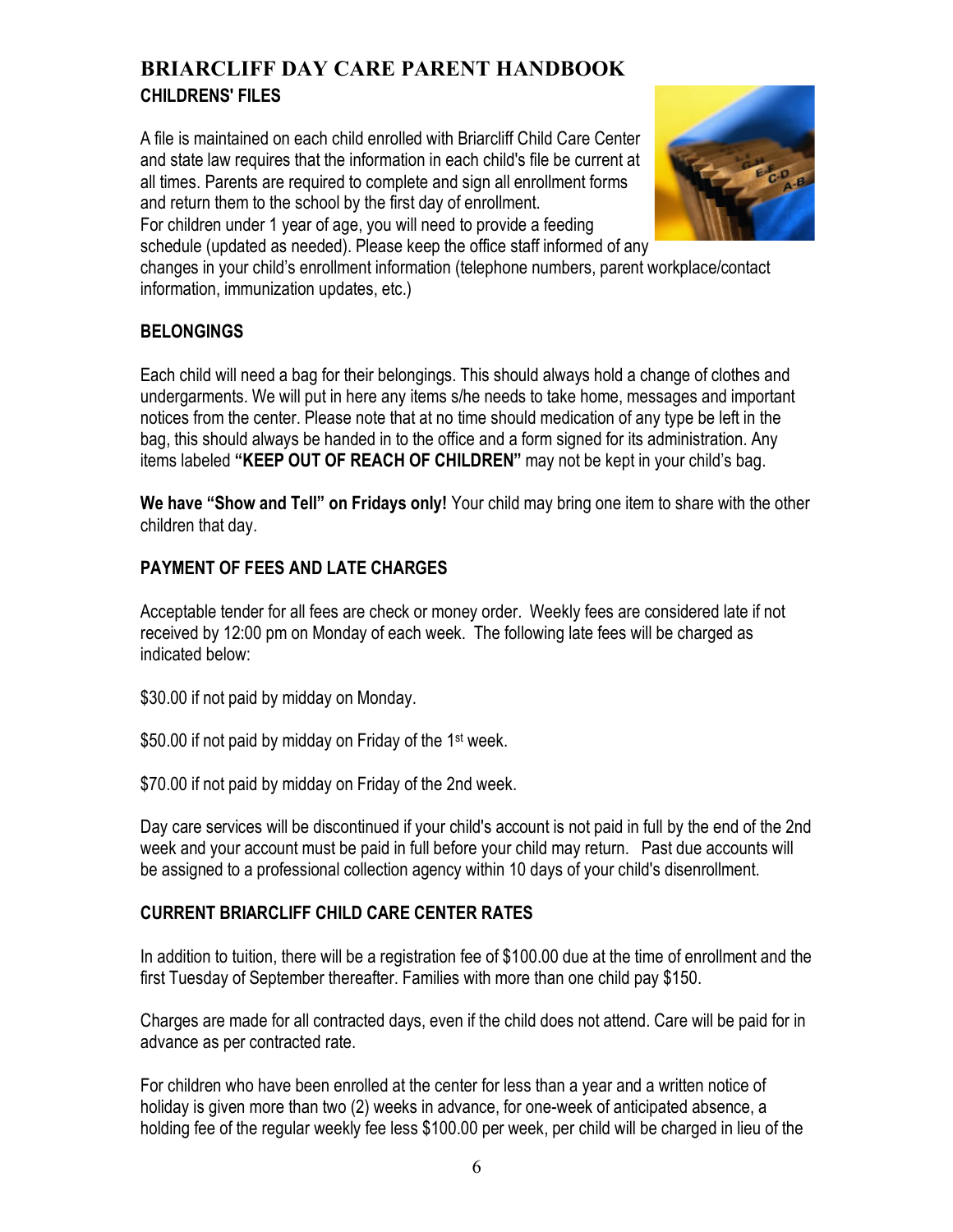# BRIARCLIFF DAY CARE PARENT HANDBOOK

## CHILDRENS' FILES

A file is maintained on each child enrolled with Briarcliff Child Care Center and state law requires that the information in each child's file be current at all times. Parents are required to complete and sign all enrollment forms and return them to the school by the first day of enrollment.
For children under 1 year of age, you will need to provide a feeding schedule (updated as needed). Please keep the office staff informed of any changes in your child's enrollment information (telephone numbers, parent workplace/contact information, immunization updates, etc.)

## BELONGINGS

Each child will need a bag for their belongings. This should always hold a change of clothes and undergarments. We will put in here any items s/he needs to take home, messages and important notices from the center. Please note that at no time should medication of any type be left in the bag, this should always be handed in to the office and a form signed for its administration. Any items labeled **"KEEP OUT OF REACH OF CHILDREN"** may not be kept in your child's bag.

**We have "Show and Tell" on Fridays only!** Your child may bring one item to share with the other children that day.

## PAYMENT OF FEES AND LATE CHARGES

Acceptable tender for all fees are check or money order. Weekly fees are considered late if not received by 12:00 pm on Monday of each week. The following late fees will be charged as indicated below:

$30.00 if not paid by midday on Monday.

$50.00 if not paid by midday on Friday of the 1st week.

$70.00 if not paid by midday on Friday of the 2nd week.

Day care services will be discontinued if your child's account is not paid in full by the end of the 2nd week and your account must be paid in full before your child may return. Past due accounts will be assigned to a professional collection agency within 10 days of your child's disenrollment.

## CURRENT BRIARCLIFF CHILD CARE CENTER RATES

In addition to tuition, there will be a registration fee of $100.00 due at the time of enrollment and the first Tuesday of September thereafter. Families with more than one child pay $150.

Charges are made for all contracted days, even if the child does not attend. Care will be paid for in advance as per contracted rate.

For children who have been enrolled at the center for less than a year and a written notice of holiday is given more than two (2) weeks in advance, for one-week of anticipated absence, a holding fee of the regular weekly fee less $100.00 per week, per child will be charged in lieu of the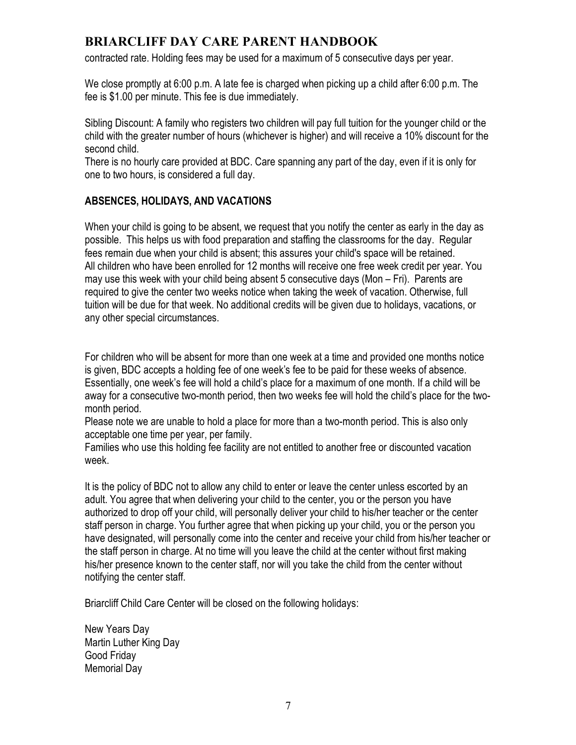contracted rate. Holding fees may be used for a maximum of 5 consecutive days per year.

We close promptly at 6:00 p.m. A late fee is charged when picking up a child after 6:00 p.m. The fee is $1.00 per minute. This fee is due immediately.

Sibling Discount: A family who registers two children will pay full tuition for the younger child or the child with the greater number of hours (whichever is higher) and will receive a 10% discount for the second child.
There is no hourly care provided at BDC. Care spanning any part of the day, even if it is only for one to two hours, is considered a full day.

**ABSENCES, HOLIDAYS, AND VACATIONS**

When your child is going to be absent, we request that you notify the center as early in the day as possible. This helps us with food preparation and staffing the classrooms for the day. Regular fees remain due when your child is absent; this assures your child's space will be retained.
All children who have been enrolled for 12 months will receive one free week credit per year. You may use this week with your child being absent 5 consecutive days (Mon – Fri). Parents are required to give the center two weeks notice when taking the week of vacation. Otherwise, full tuition will be due for that week. No additional credits will be given due to holidays, vacations, or any other special circumstances.

For children who will be absent for more than one week at a time and provided one months notice is given, BDC accepts a holding fee of one week's fee to be paid for these weeks of absence. Essentially, one week's fee will hold a child's place for a maximum of one month. If a child will be away for a consecutive two-month period, then two weeks fee will hold the child's place for the two-month period.
Please note we are unable to hold a place for more than a two-month period. This is also only acceptable one time per year, per family.
Families who use this holding fee facility are not entitled to another free or discounted vacation week.

It is the policy of BDC not to allow any child to enter or leave the center unless escorted by an adult. You agree that when delivering your child to the center, you or the person you have authorized to drop off your child, will personally deliver your child to his/her teacher or the center staff person in charge. You further agree that when picking up your child, you or the person you have designated, will personally come into the center and receive your child from his/her teacher or the staff person in charge. At no time will you leave the child at the center without first making his/her presence known to the center staff, nor will you take the child from the center without notifying the center staff.

Briarcliff Child Care Center will be closed on the following holidays:

New Years Day
Martin Luther King Day
Good Friday
Memorial Day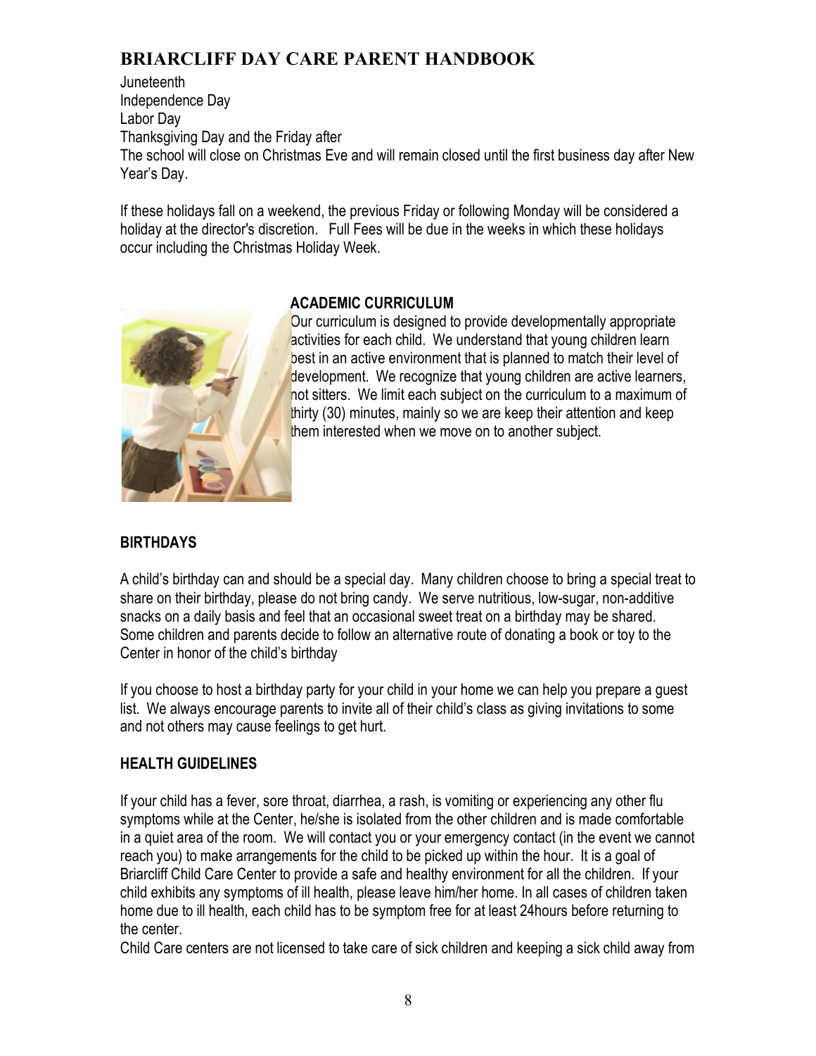Juneteenth
Independence Day
Labor Day
Thanksgiving Day and the Friday after
The school will close on Christmas Eve and will remain closed until the first business day after New Year's Day.

If these holidays fall on a weekend, the previous Friday or following Monday will be considered a holiday at the director's discretion. Full Fees will be due in the weeks in which these holidays occur including the Christmas Holiday Week.

**ACADEMIC CURRICULUM**

Our curriculum is designed to provide developmentally appropriate activities for each child. We understand that young children learn best in an active environment that is planned to match their level of development. We recognize that young children are active learners, not sitters. We limit each subject on the curriculum to a maximum of thirty (30) minutes, mainly so we are keep their attention and keep them interested when we move on to another subject.

**BIRTHDAYS**

A child's birthday can and should be a special day. Many children choose to bring a special treat to share on their birthday, please do not bring candy. We serve nutritious, low-sugar, non-additive snacks on a daily basis and feel that an occasional sweet treat on a birthday may be shared. Some children and parents decide to follow an alternative route of donating a book or toy to the Center in honor of the child's birthday

If you choose to host a birthday party for your child in your home we can help you prepare a guest list. We always encourage parents to invite all of their child's class as giving invitations to some and not others may cause feelings to get hurt.

**HEALTH GUIDELINES**

If your child has a fever, sore throat, diarrhea, a rash, is vomiting or experiencing any other flu symptoms while at the Center, he/she is isolated from the other children and is made comfortable in a quiet area of the room. We will contact you or your emergency contact (in the event we cannot reach you) to make arrangements for the child to be picked up within the hour. It is a goal of Briarcliff Child Care Center to provide a safe and healthy environment for all the children. If your child exhibits any symptoms of ill health, please leave him/her home. In all cases of children taken home due to ill health, each child has to be symptom free for at least 24hours before returning to the center.
Child Care centers are not licensed to take care of sick children and keeping a sick child away from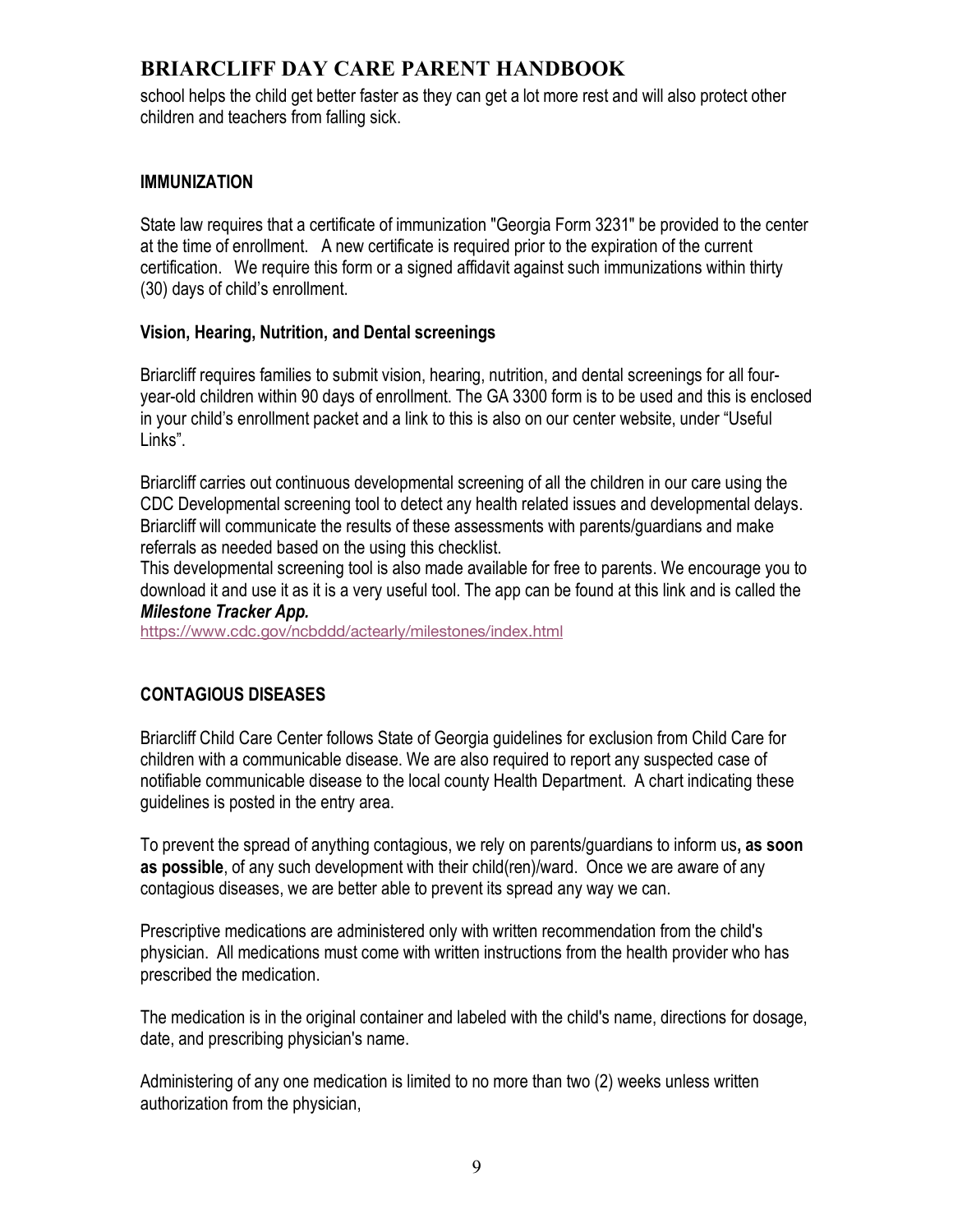school helps the child get better faster as they can get a lot more rest and will also protect other children and teachers from falling sick.

## IMMUNIZATION

State law requires that a certificate of immunization "Georgia Form 3231" be provided to the center at the time of enrollment. A new certificate is required prior to the expiration of the current certification. We require this form or a signed affidavit against such immunizations within thirty (30) days of child's enrollment.

### Vision, Hearing, Nutrition, and Dental screenings

Briarcliff requires families to submit vision, hearing, nutrition, and dental screenings for all four-year-old children within 90 days of enrollment. The GA 3300 form is to be used and this is enclosed in your child's enrollment packet and a link to this is also on our center website, under "Useful Links".

Briarcliff carries out continuous developmental screening of all the children in our care using the CDC Developmental screening tool to detect any health related issues and developmental delays. Briarcliff will communicate the results of these assessments with parents/guardians and make referrals as needed based on the using this checklist.
This developmental screening tool is also made available for free to parents. We encourage you to download it and use it as it is a very useful tool. The app can be found at this link and is called the ***Milestone Tracker App.***
https://www.cdc.gov/ncbddd/actearly/milestones/index.html

## CONTAGIOUS DISEASES

Briarcliff Child Care Center follows State of Georgia guidelines for exclusion from Child Care for children with a communicable disease. We are also required to report any suspected case of notifiable communicable disease to the local county Health Department. A chart indicating these guidelines is posted in the entry area.

To prevent the spread of anything contagious, we rely on parents/guardians to inform us**, as soon as possible**, of any such development with their child(ren)/ward. Once we are aware of any contagious diseases, we are better able to prevent its spread any way we can.

Prescriptive medications are administered only with written recommendation from the child's physician. All medications must come with written instructions from the health provider who has prescribed the medication.

The medication is in the original container and labeled with the child's name, directions for dosage, date, and prescribing physician's name.

Administering of any one medication is limited to no more than two (2) weeks unless written authorization from the physician,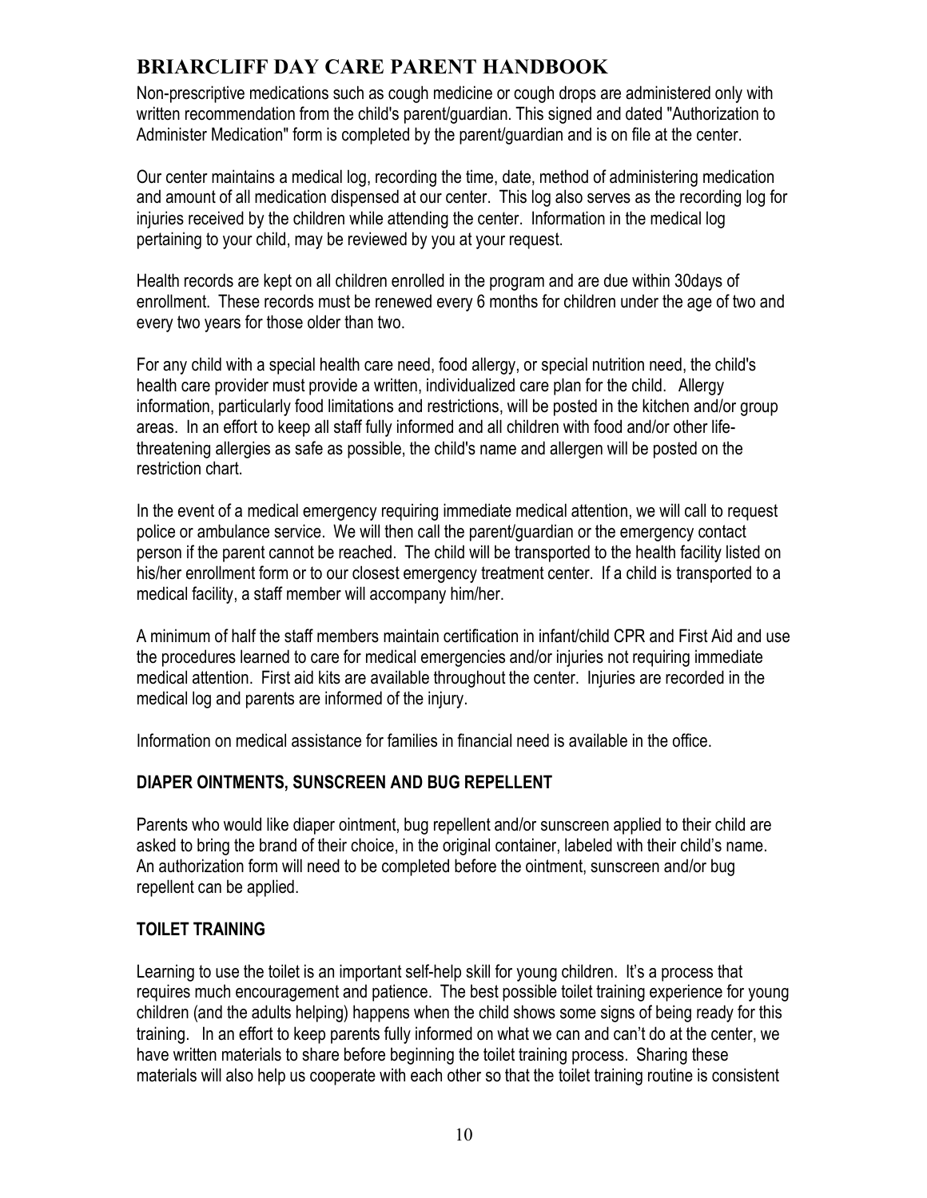Non-prescriptive medications such as cough medicine or cough drops are administered only with written recommendation from the child's parent/guardian. This signed and dated "Authorization to Administer Medication" form is completed by the parent/guardian and is on file at the center.

Our center maintains a medical log, recording the time, date, method of administering medication and amount of all medication dispensed at our center. This log also serves as the recording log for injuries received by the children while attending the center. Information in the medical log pertaining to your child, may be reviewed by you at your request.

Health records are kept on all children enrolled in the program and are due within 30days of enrollment. These records must be renewed every 6 months for children under the age of two and every two years for those older than two.

For any child with a special health care need, food allergy, or special nutrition need, the child's health care provider must provide a written, individualized care plan for the child. Allergy information, particularly food limitations and restrictions, will be posted in the kitchen and/or group areas. In an effort to keep all staff fully informed and all children with food and/or other life-threatening allergies as safe as possible, the child's name and allergen will be posted on the restriction chart.

In the event of a medical emergency requiring immediate medical attention, we will call to request police or ambulance service. We will then call the parent/guardian or the emergency contact person if the parent cannot be reached. The child will be transported to the health facility listed on his/her enrollment form or to our closest emergency treatment center. If a child is transported to a medical facility, a staff member will accompany him/her.

A minimum of half the staff members maintain certification in infant/child CPR and First Aid and use the procedures learned to care for medical emergencies and/or injuries not requiring immediate medical attention. First aid kits are available throughout the center. Injuries are recorded in the medical log and parents are informed of the injury.

Information on medical assistance for families in financial need is available in the office.

### DIAPER OINTMENTS, SUNSCREEN AND BUG REPELLENT

Parents who would like diaper ointment, bug repellent and/or sunscreen applied to their child are asked to bring the brand of their choice, in the original container, labeled with their child's name. An authorization form will need to be completed before the ointment, sunscreen and/or bug repellent can be applied.

### TOILET TRAINING

Learning to use the toilet is an important self-help skill for young children. It's a process that requires much encouragement and patience. The best possible toilet training experience for young children (and the adults helping) happens when the child shows some signs of being ready for this training. In an effort to keep parents fully informed on what we can and can't do at the center, we have written materials to share before beginning the toilet training process. Sharing these materials will also help us cooperate with each other so that the toilet training routine is consistent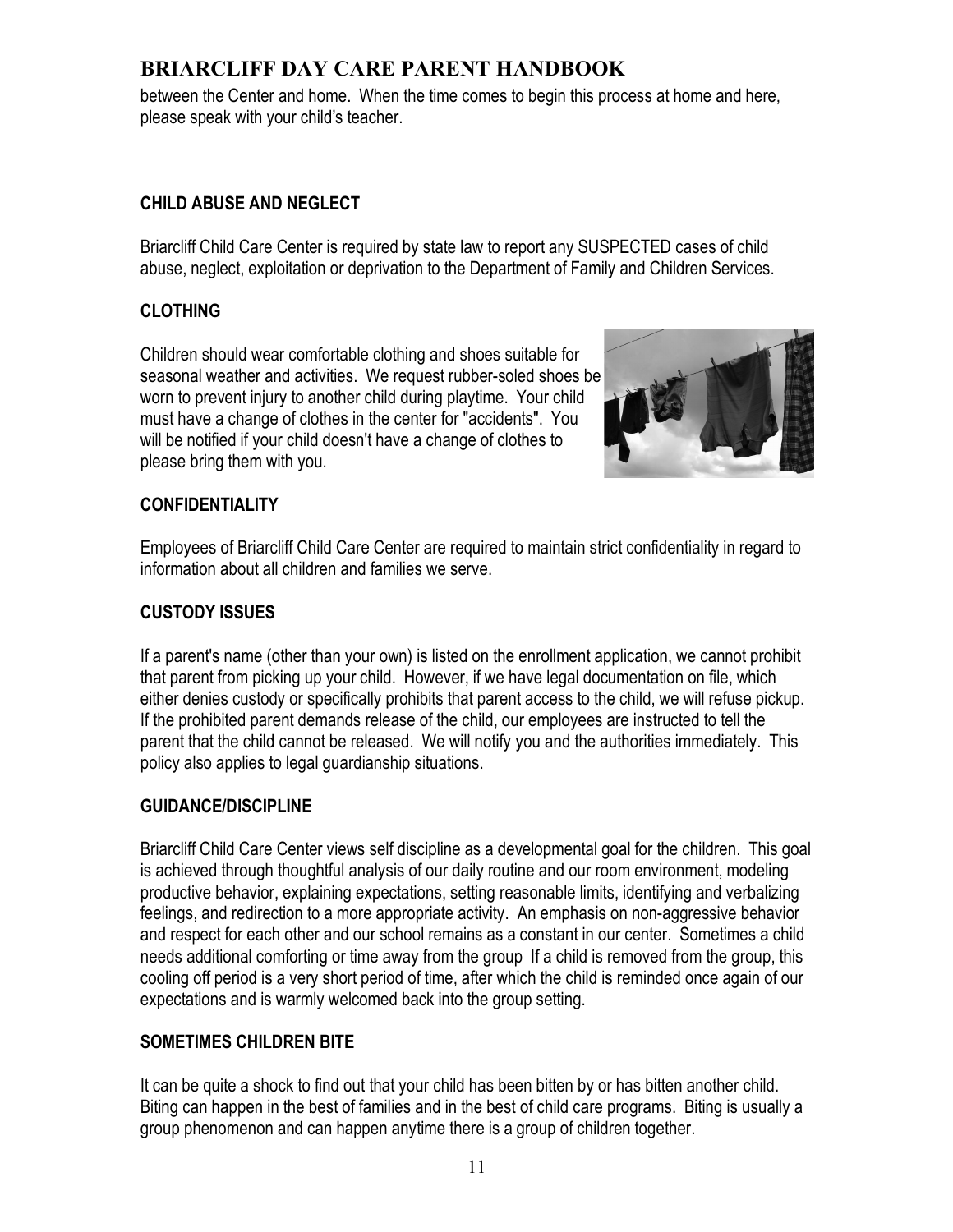between the Center and home. When the time comes to begin this process at home and here, please speak with your child's teacher.

### CHILD ABUSE AND NEGLECT

Briarcliff Child Care Center is required by state law to report any SUSPECTED cases of child abuse, neglect, exploitation or deprivation to the Department of Family and Children Services.

### CLOTHING

Children should wear comfortable clothing and shoes suitable for seasonal weather and activities. We request rubber-soled shoes be worn to prevent injury to another child during playtime. Your child must have a change of clothes in the center for "accidents". You will be notified if your child doesn't have a change of clothes to please bring them with you.

### CONFIDENTIALITY

Employees of Briarcliff Child Care Center are required to maintain strict confidentiality in regard to information about all children and families we serve.

### CUSTODY ISSUES

If a parent's name (other than your own) is listed on the enrollment application, we cannot prohibit that parent from picking up your child. However, if we have legal documentation on file, which either denies custody or specifically prohibits that parent access to the child, we will refuse pickup. If the prohibited parent demands release of the child, our employees are instructed to tell the parent that the child cannot be released. We will notify you and the authorities immediately. This policy also applies to legal guardianship situations.

### GUIDANCE/DISCIPLINE

Briarcliff Child Care Center views self discipline as a developmental goal for the children. This goal is achieved through thoughtful analysis of our daily routine and our room environment, modeling productive behavior, explaining expectations, setting reasonable limits, identifying and verbalizing feelings, and redirection to a more appropriate activity. An emphasis on non-aggressive behavior and respect for each other and our school remains as a constant in our center. Sometimes a child needs additional comforting or time away from the group If a child is removed from the group, this cooling off period is a very short period of time, after which the child is reminded once again of our expectations and is warmly welcomed back into the group setting.

### SOMETIMES CHILDREN BITE

It can be quite a shock to find out that your child has been bitten by or has bitten another child. Biting can happen in the best of families and in the best of child care programs. Biting is usually a group phenomenon and can happen anytime there is a group of children together.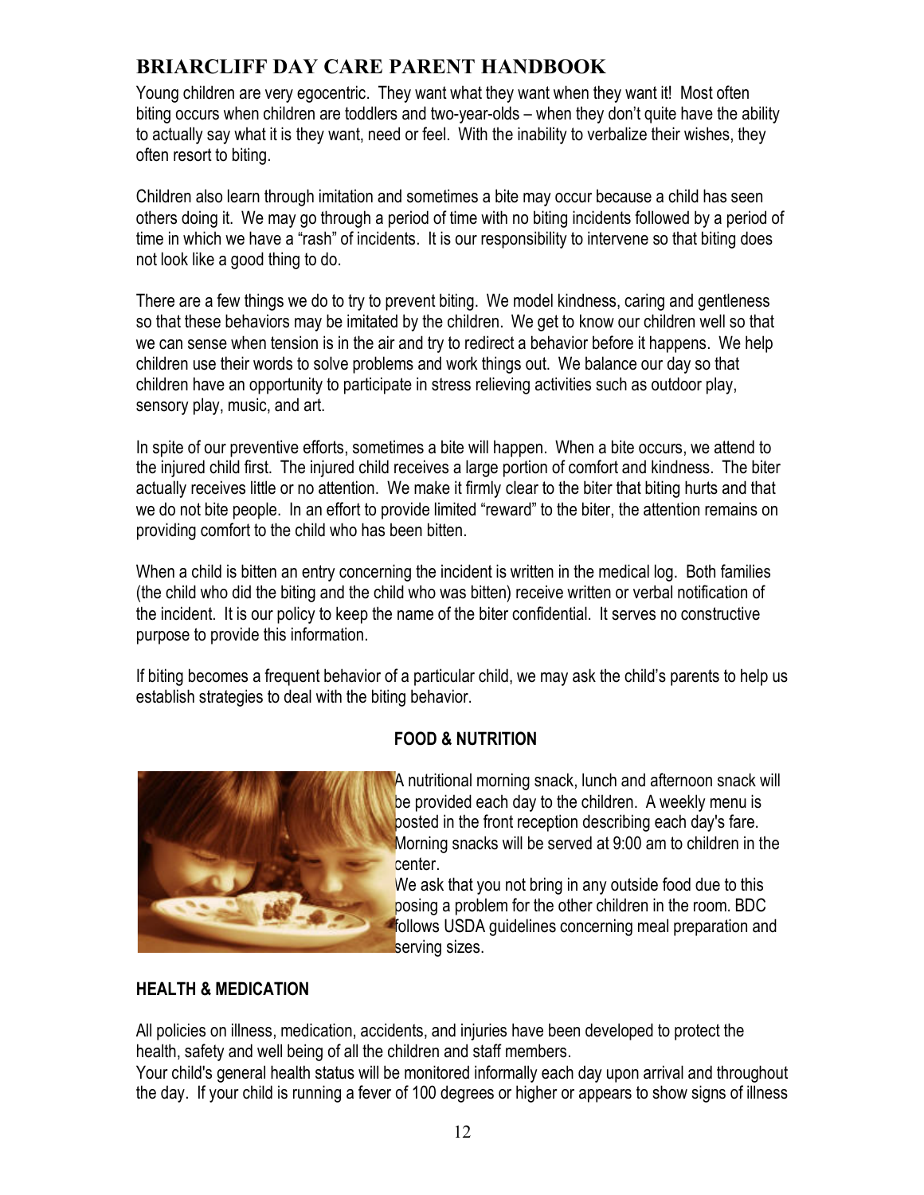Young children are very egocentric. They want what they want when they want it! Most often biting occurs when children are toddlers and two-year-olds – when they don't quite have the ability to actually say what it is they want, need or feel. With the inability to verbalize their wishes, they often resort to biting.

Children also learn through imitation and sometimes a bite may occur because a child has seen others doing it. We may go through a period of time with no biting incidents followed by a period of time in which we have a "rash" of incidents. It is our responsibility to intervene so that biting does not look like a good thing to do.

There are a few things we do to try to prevent biting. We model kindness, caring and gentleness so that these behaviors may be imitated by the children. We get to know our children well so that we can sense when tension is in the air and try to redirect a behavior before it happens. We help children use their words to solve problems and work things out. We balance our day so that children have an opportunity to participate in stress relieving activities such as outdoor play, sensory play, music, and art.

In spite of our preventive efforts, sometimes a bite will happen. When a bite occurs, we attend to the injured child first. The injured child receives a large portion of comfort and kindness. The biter actually receives little or no attention. We make it firmly clear to the biter that biting hurts and that we do not bite people. In an effort to provide limited "reward" to the biter, the attention remains on providing comfort to the child who has been bitten.

When a child is bitten an entry concerning the incident is written in the medical log. Both families (the child who did the biting and the child who was bitten) receive written or verbal notification of the incident. It is our policy to keep the name of the biter confidential. It serves no constructive purpose to provide this information.

If biting becomes a frequent behavior of a particular child, we may ask the child's parents to help us establish strategies to deal with the biting behavior.

## FOOD & NUTRITION

A nutritional morning snack, lunch and afternoon snack will be provided each day to the children. A weekly menu is posted in the front reception describing each day's fare. Morning snacks will be served at 9:00 am to children in the center.

We ask that you not bring in any outside food due to this posing a problem for the other children in the room. BDC follows USDA guidelines concerning meal preparation and serving sizes.

## HEALTH & MEDICATION

All policies on illness, medication, accidents, and injuries have been developed to protect the health, safety and well being of all the children and staff members.

Your child's general health status will be monitored informally each day upon arrival and throughout the day. If your child is running a fever of 100 degrees or higher or appears to show signs of illness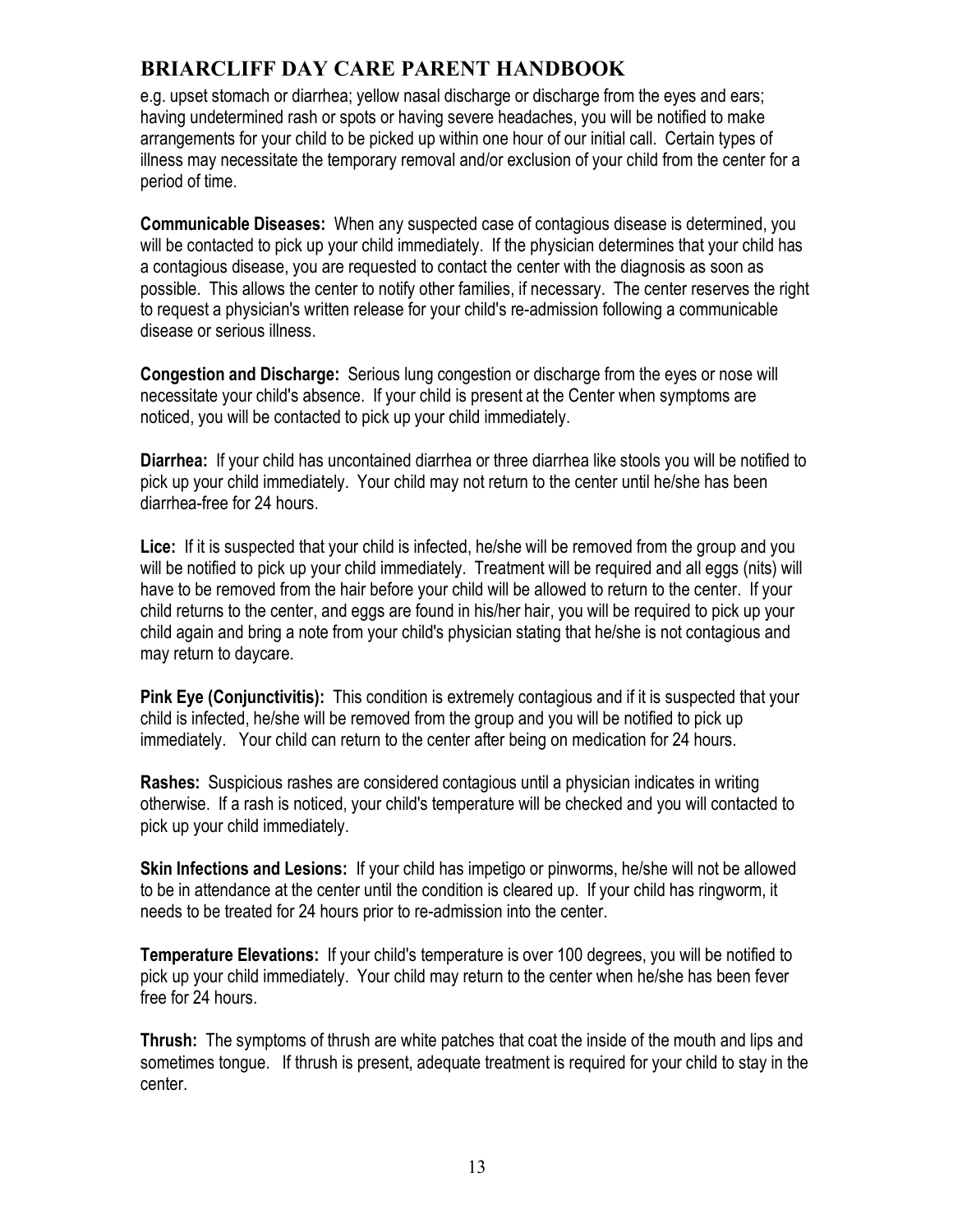e.g. upset stomach or diarrhea; yellow nasal discharge or discharge from the eyes and ears; having undetermined rash or spots or having severe headaches, you will be notified to make arrangements for your child to be picked up within one hour of our initial call. Certain types of illness may necessitate the temporary removal and/or exclusion of your child from the center for a period of time.

**Communicable Diseases:** When any suspected case of contagious disease is determined, you will be contacted to pick up your child immediately. If the physician determines that your child has a contagious disease, you are requested to contact the center with the diagnosis as soon as possible. This allows the center to notify other families, if necessary. The center reserves the right to request a physician's written release for your child's re-admission following a communicable disease or serious illness.

**Congestion and Discharge:** Serious lung congestion or discharge from the eyes or nose will necessitate your child's absence. If your child is present at the Center when symptoms are noticed, you will be contacted to pick up your child immediately.

**Diarrhea:** If your child has uncontained diarrhea or three diarrhea like stools you will be notified to pick up your child immediately. Your child may not return to the center until he/she has been diarrhea-free for 24 hours.

**Lice:** If it is suspected that your child is infected, he/she will be removed from the group and you will be notified to pick up your child immediately. Treatment will be required and all eggs (nits) will have to be removed from the hair before your child will be allowed to return to the center. If your child returns to the center, and eggs are found in his/her hair, you will be required to pick up your child again and bring a note from your child's physician stating that he/she is not contagious and may return to daycare.

**Pink Eye (Conjunctivitis):** This condition is extremely contagious and if it is suspected that your child is infected, he/she will be removed from the group and you will be notified to pick up immediately. Your child can return to the center after being on medication for 24 hours.

**Rashes:** Suspicious rashes are considered contagious until a physician indicates in writing otherwise. If a rash is noticed, your child's temperature will be checked and you will contacted to pick up your child immediately.

**Skin Infections and Lesions:** If your child has impetigo or pinworms, he/she will not be allowed to be in attendance at the center until the condition is cleared up. If your child has ringworm, it needs to be treated for 24 hours prior to re-admission into the center.

**Temperature Elevations:** If your child's temperature is over 100 degrees, you will be notified to pick up your child immediately. Your child may return to the center when he/she has been fever free for 24 hours.

**Thrush:** The symptoms of thrush are white patches that coat the inside of the mouth and lips and sometimes tongue. If thrush is present, adequate treatment is required for your child to stay in the center.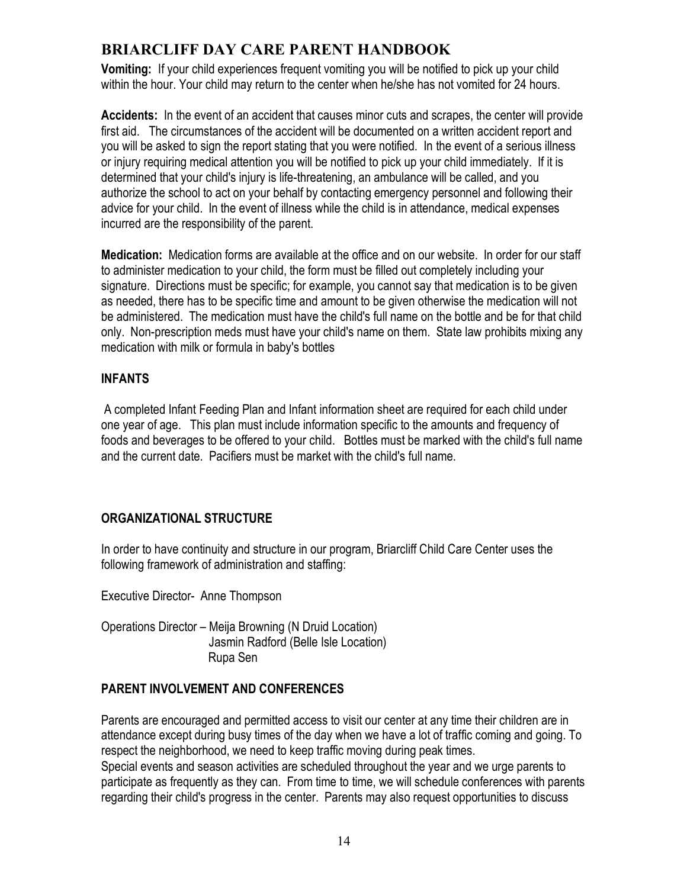**Vomiting:** If your child experiences frequent vomiting you will be notified to pick up your child within the hour. Your child may return to the center when he/she has not vomited for 24 hours.

**Accidents:** In the event of an accident that causes minor cuts and scrapes, the center will provide first aid. The circumstances of the accident will be documented on a written accident report and you will be asked to sign the report stating that you were notified. In the event of a serious illness or injury requiring medical attention you will be notified to pick up your child immediately. If it is determined that your child's injury is life-threatening, an ambulance will be called, and you authorize the school to act on your behalf by contacting emergency personnel and following their advice for your child. In the event of illness while the child is in attendance, medical expenses incurred are the responsibility of the parent.

**Medication:** Medication forms are available at the office and on our website. In order for our staff to administer medication to your child, the form must be filled out completely including your signature. Directions must be specific; for example, you cannot say that medication is to be given as needed, there has to be specific time and amount to be given otherwise the medication will not be administered. The medication must have the child's full name on the bottle and be for that child only. Non-prescription meds must have your child's name on them. State law prohibits mixing any medication with milk or formula in baby's bottles

## INFANTS

A completed Infant Feeding Plan and Infant information sheet are required for each child under one year of age. This plan must include information specific to the amounts and frequency of foods and beverages to be offered to your child. Bottles must be marked with the child's full name and the current date. Pacifiers must be market with the child's full name.

## ORGANIZATIONAL STRUCTURE

In order to have continuity and structure in our program, Briarcliff Child Care Center uses the following framework of administration and staffing:

Executive Director- Anne Thompson

Operations Director – Meija Browning (N Druid Location)
Jasmin Radford (Belle Isle Location)
Rupa Sen

## PARENT INVOLVEMENT AND CONFERENCES

Parents are encouraged and permitted access to visit our center at any time their children are in attendance except during busy times of the day when we have a lot of traffic coming and going. To respect the neighborhood, we need to keep traffic moving during peak times.
Special events and season activities are scheduled throughout the year and we urge parents to participate as frequently as they can. From time to time, we will schedule conferences with parents regarding their child's progress in the center. Parents may also request opportunities to discuss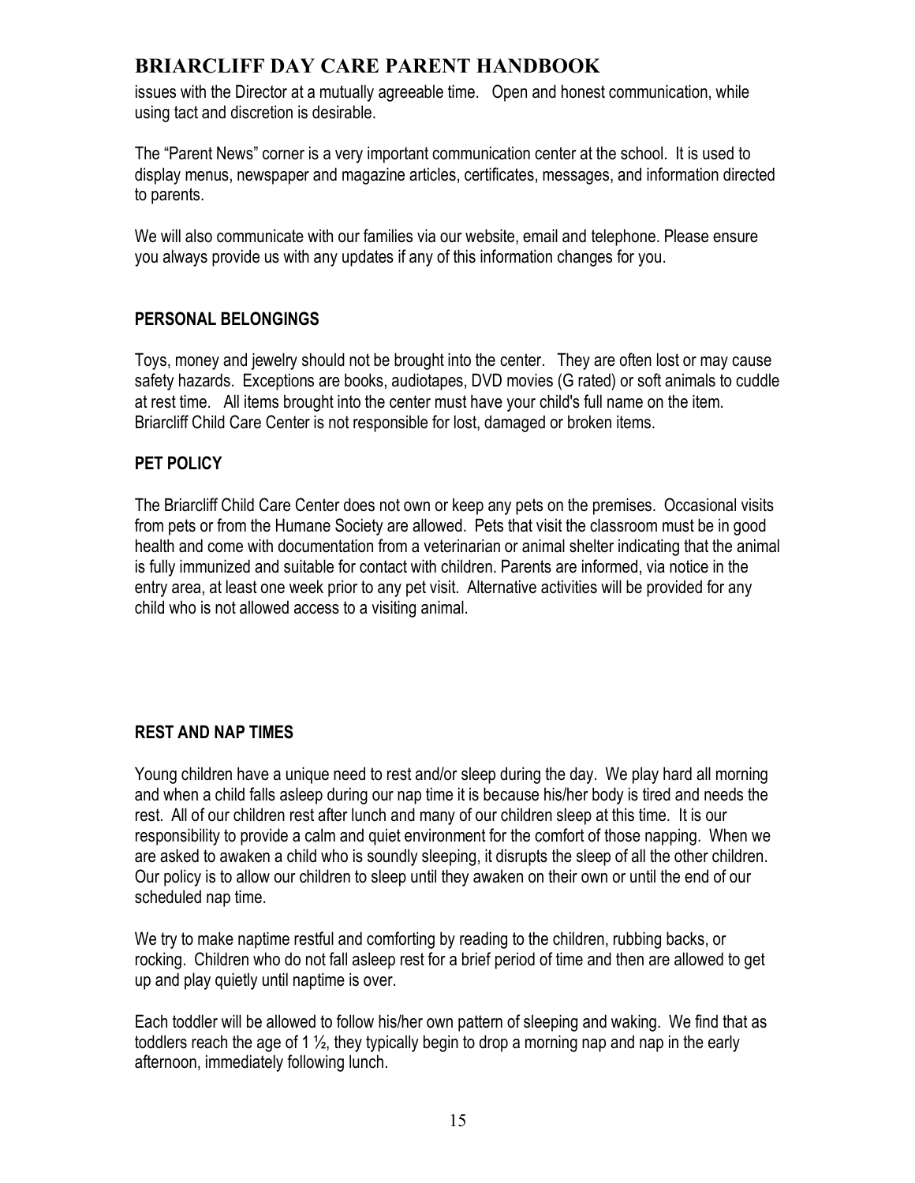issues with the Director at a mutually agreeable time. Open and honest communication, while using tact and discretion is desirable.

The "Parent News" corner is a very important communication center at the school. It is used to display menus, newspaper and magazine articles, certificates, messages, and information directed to parents.

We will also communicate with our families via our website, email and telephone. Please ensure you always provide us with any updates if any of this information changes for you.

## PERSONAL BELONGINGS

Toys, money and jewelry should not be brought into the center. They are often lost or may cause safety hazards. Exceptions are books, audiotapes, DVD movies (G rated) or soft animals to cuddle at rest time. All items brought into the center must have your child's full name on the item. Briarcliff Child Care Center is not responsible for lost, damaged or broken items.

## PET POLICY

The Briarcliff Child Care Center does not own or keep any pets on the premises. Occasional visits from pets or from the Humane Society are allowed. Pets that visit the classroom must be in good health and come with documentation from a veterinarian or animal shelter indicating that the animal is fully immunized and suitable for contact with children. Parents are informed, via notice in the entry area, at least one week prior to any pet visit. Alternative activities will be provided for any child who is not allowed access to a visiting animal.

## REST AND NAP TIMES

Young children have a unique need to rest and/or sleep during the day. We play hard all morning and when a child falls asleep during our nap time it is because his/her body is tired and needs the rest. All of our children rest after lunch and many of our children sleep at this time. It is our responsibility to provide a calm and quiet environment for the comfort of those napping. When we are asked to awaken a child who is soundly sleeping, it disrupts the sleep of all the other children. Our policy is to allow our children to sleep until they awaken on their own or until the end of our scheduled nap time.

We try to make naptime restful and comforting by reading to the children, rubbing backs, or rocking. Children who do not fall asleep rest for a brief period of time and then are allowed to get up and play quietly until naptime is over.

Each toddler will be allowed to follow his/her own pattern of sleeping and waking. We find that as toddlers reach the age of 1 ½, they typically begin to drop a morning nap and nap in the early afternoon, immediately following lunch.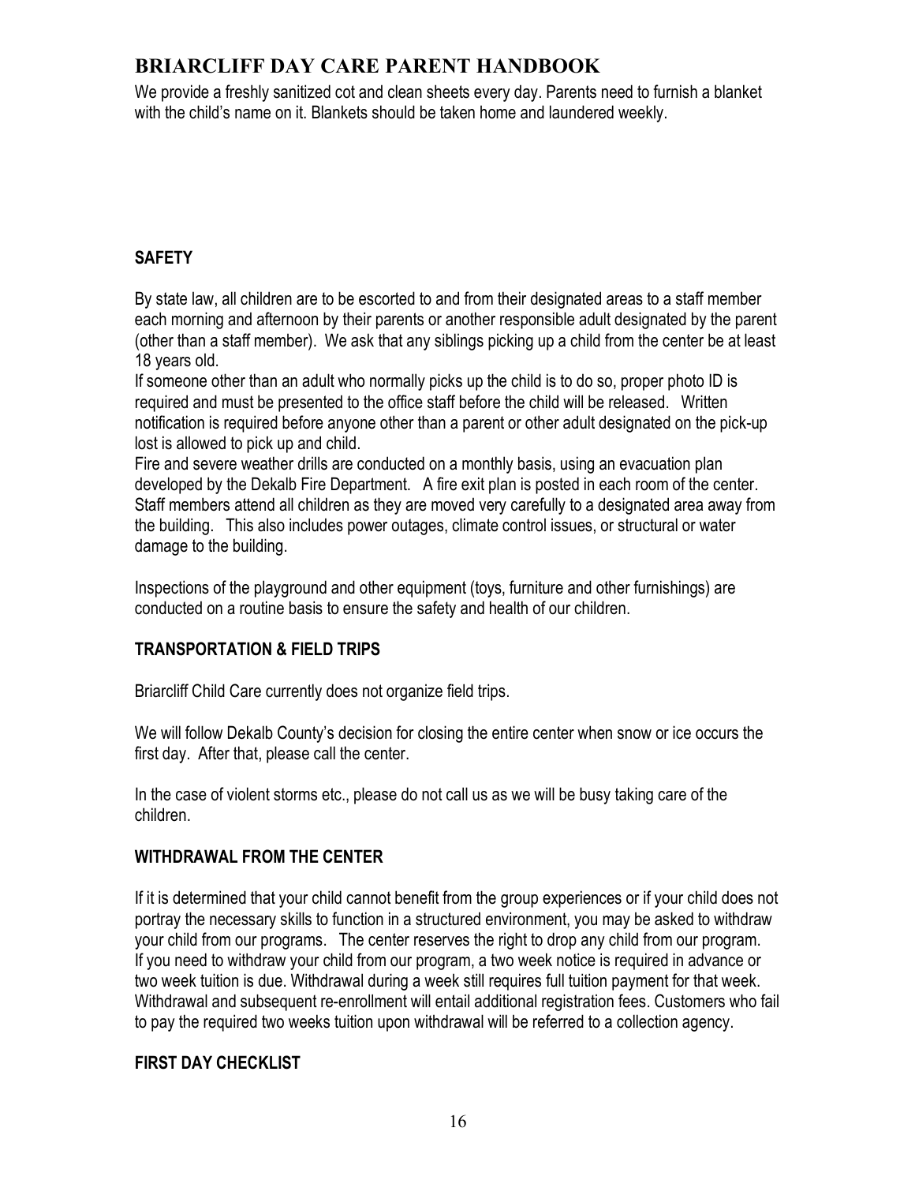We provide a freshly sanitized cot and clean sheets every day. Parents need to furnish a blanket with the child's name on it. Blankets should be taken home and laundered weekly.

## SAFETY

By state law, all children are to be escorted to and from their designated areas to a staff member each morning and afternoon by their parents or another responsible adult designated by the parent (other than a staff member). We ask that any siblings picking up a child from the center be at least 18 years old.

If someone other than an adult who normally picks up the child is to do so, proper photo ID is required and must be presented to the office staff before the child will be released. Written notification is required before anyone other than a parent or other adult designated on the pick-up lost is allowed to pick up and child.

Fire and severe weather drills are conducted on a monthly basis, using an evacuation plan developed by the Dekalb Fire Department. A fire exit plan is posted in each room of the center. Staff members attend all children as they are moved very carefully to a designated area away from the building. This also includes power outages, climate control issues, or structural or water damage to the building.

Inspections of the playground and other equipment (toys, furniture and other furnishings) are conducted on a routine basis to ensure the safety and health of our children.

## TRANSPORTATION & FIELD TRIPS

Briarcliff Child Care currently does not organize field trips.

We will follow Dekalb County's decision for closing the entire center when snow or ice occurs the first day. After that, please call the center.

In the case of violent storms etc., please do not call us as we will be busy taking care of the children.

## WITHDRAWAL FROM THE CENTER

If it is determined that your child cannot benefit from the group experiences or if your child does not portray the necessary skills to function in a structured environment, you may be asked to withdraw your child from our programs. The center reserves the right to drop any child from our program. If you need to withdraw your child from our program, a two week notice is required in advance or two week tuition is due. Withdrawal during a week still requires full tuition payment for that week. Withdrawal and subsequent re-enrollment will entail additional registration fees. Customers who fail to pay the required two weeks tuition upon withdrawal will be referred to a collection agency.

## FIRST DAY CHECKLIST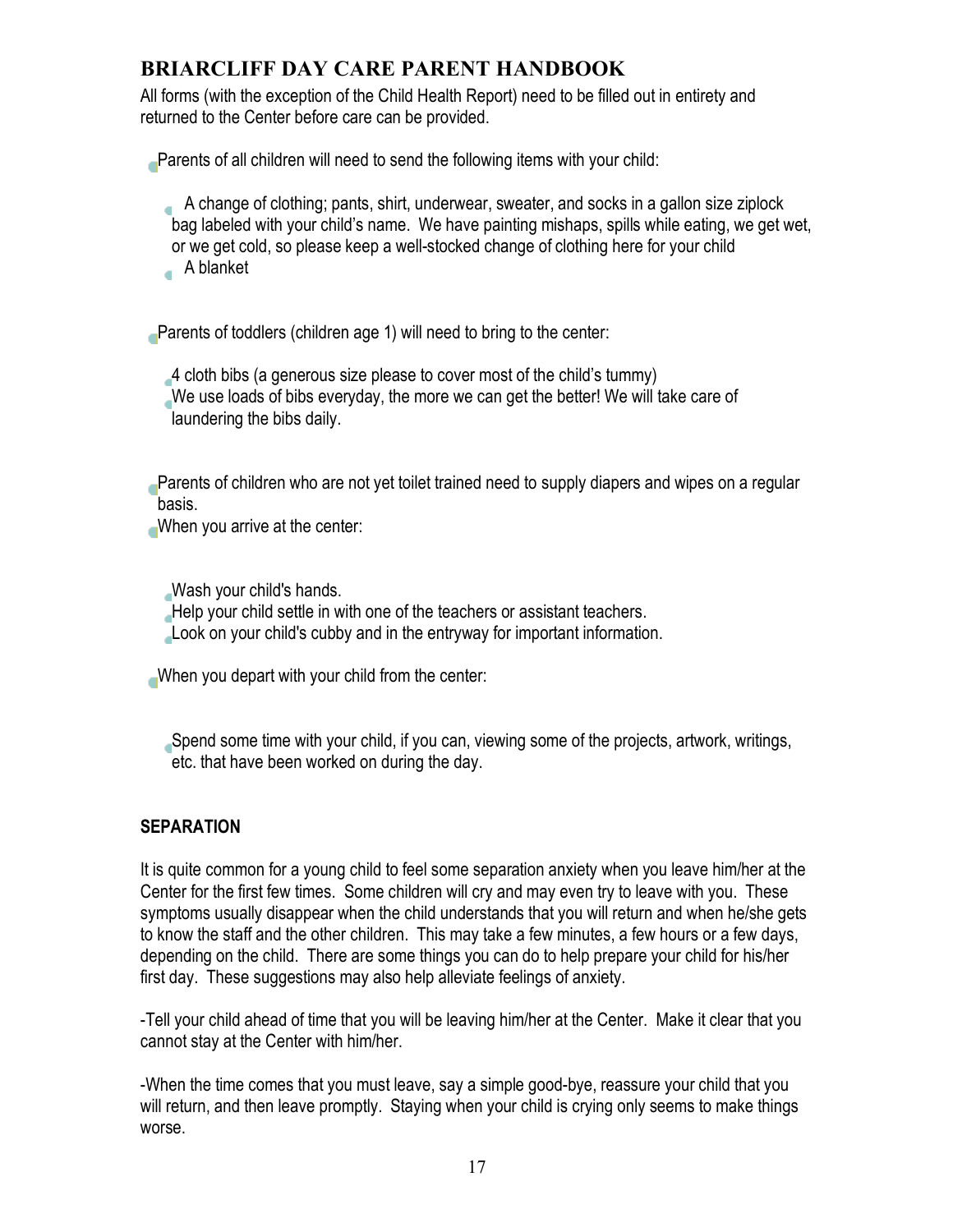## BRIARCLIFF DAY CARE PARENT HANDBOOK

All forms (with the exception of the Child Health Report) need to be filled out in entirety and returned to the Center before care can be provided.

- Parents of all children will need to send the following items with your child:
  - A change of clothing; pants, shirt, underwear, sweater, and socks in a gallon size ziplock bag labeled with your child's name. We have painting mishaps, spills while eating, we get wet, or we get cold, so please keep a well-stocked change of clothing here for your child
  - A blanket

- Parents of toddlers (children age 1) will need to bring to the center:
  - 4 cloth bibs (a generous size please to cover most of the child's tummy)
  - We use loads of bibs everyday, the more we can get the better! We will take care of laundering the bibs daily.

- Parents of children who are not yet toilet trained need to supply diapers and wipes on a regular basis.
- When you arrive at the center:
  - Wash your child's hands.
  - Help your child settle in with one of the teachers or assistant teachers.
  - Look on your child's cubby and in the entryway for important information.

- When you depart with your child from the center:
  - Spend some time with your child, if you can, viewing some of the projects, artwork, writings, etc. that have been worked on during the day.

### SEPARATION

It is quite common for a young child to feel some separation anxiety when you leave him/her at the Center for the first few times. Some children will cry and may even try to leave with you. These symptoms usually disappear when the child understands that you will return and when he/she gets to know the staff and the other children. This may take a few minutes, a few hours or a few days, depending on the child. There are some things you can do to help prepare your child for his/her first day. These suggestions may also help alleviate feelings of anxiety.

-Tell your child ahead of time that you will be leaving him/her at the Center. Make it clear that you cannot stay at the Center with him/her.

-When the time comes that you must leave, say a simple good-bye, reassure your child that you will return, and then leave promptly. Staying when your child is crying only seems to make things worse.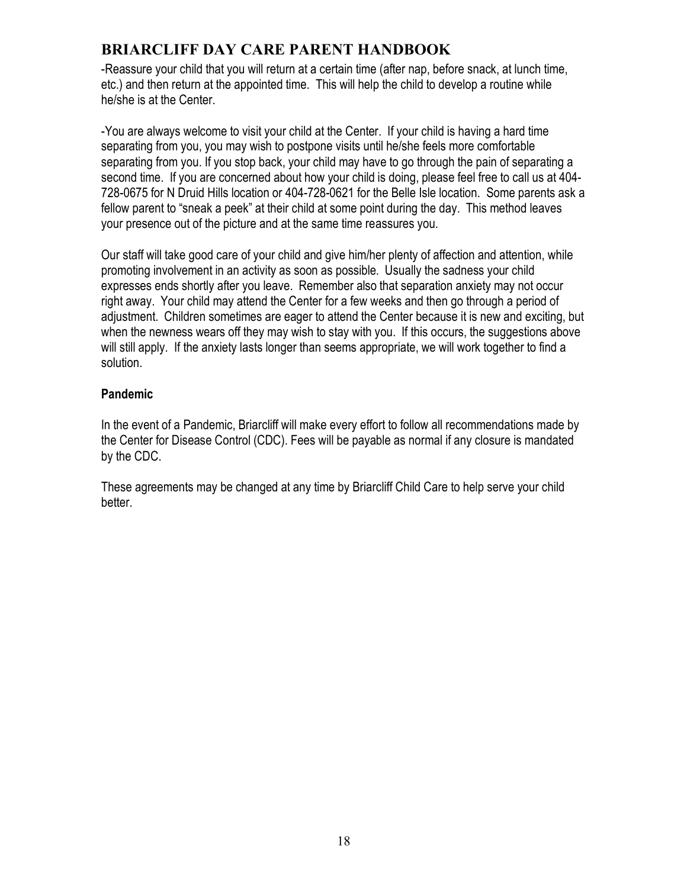-Reassure your child that you will return at a certain time (after nap, before snack, at lunch time, etc.) and then return at the appointed time. This will help the child to develop a routine while he/she is at the Center.

-You are always welcome to visit your child at the Center. If your child is having a hard time separating from you, you may wish to postpone visits until he/she feels more comfortable separating from you. If you stop back, your child may have to go through the pain of separating a second time. If you are concerned about how your child is doing, please feel free to call us at 404-728-0675 for N Druid Hills location or 404-728-0621 for the Belle Isle location. Some parents ask a fellow parent to "sneak a peek" at their child at some point during the day. This method leaves your presence out of the picture and at the same time reassures you.

Our staff will take good care of your child and give him/her plenty of affection and attention, while promoting involvement in an activity as soon as possible. Usually the sadness your child expresses ends shortly after you leave. Remember also that separation anxiety may not occur right away. Your child may attend the Center for a few weeks and then go through a period of adjustment. Children sometimes are eager to attend the Center because it is new and exciting, but when the newness wears off they may wish to stay with you. If this occurs, the suggestions above will still apply. If the anxiety lasts longer than seems appropriate, we will work together to find a solution.

### Pandemic

In the event of a Pandemic, Briarcliff will make every effort to follow all recommendations made by the Center for Disease Control (CDC). Fees will be payable as normal if any closure is mandated by the CDC.

These agreements may be changed at any time by Briarcliff Child Care to help serve your child better.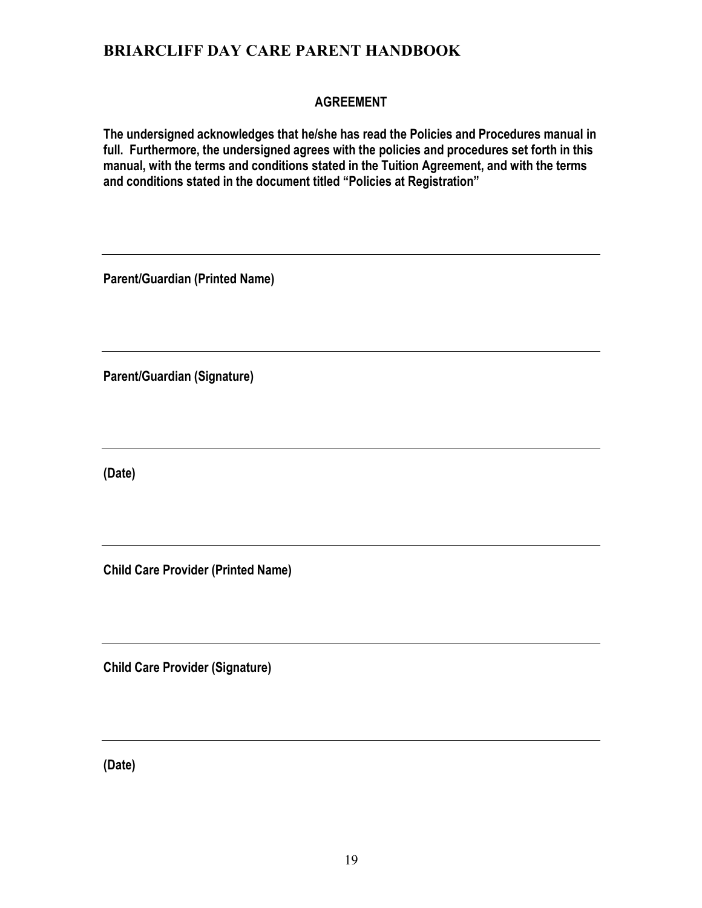## AGREEMENT

**The undersigned acknowledges that he/she has read the Policies and Procedures manual in full. Furthermore, the undersigned agrees with the policies and procedures set forth in this manual, with the terms and conditions stated in the Tuition Agreement, and with the terms and conditions stated in the document titled "Policies at Registration"**

______________________________________________

**Parent/Guardian (Printed Name)**

______________________________________________

**Parent/Guardian (Signature)**

______________________________________________

**(Date)**

______________________________________________

**Child Care Provider (Printed Name)**

______________________________________________

**Child Care Provider (Signature)**

______________________________________________

**(Date)**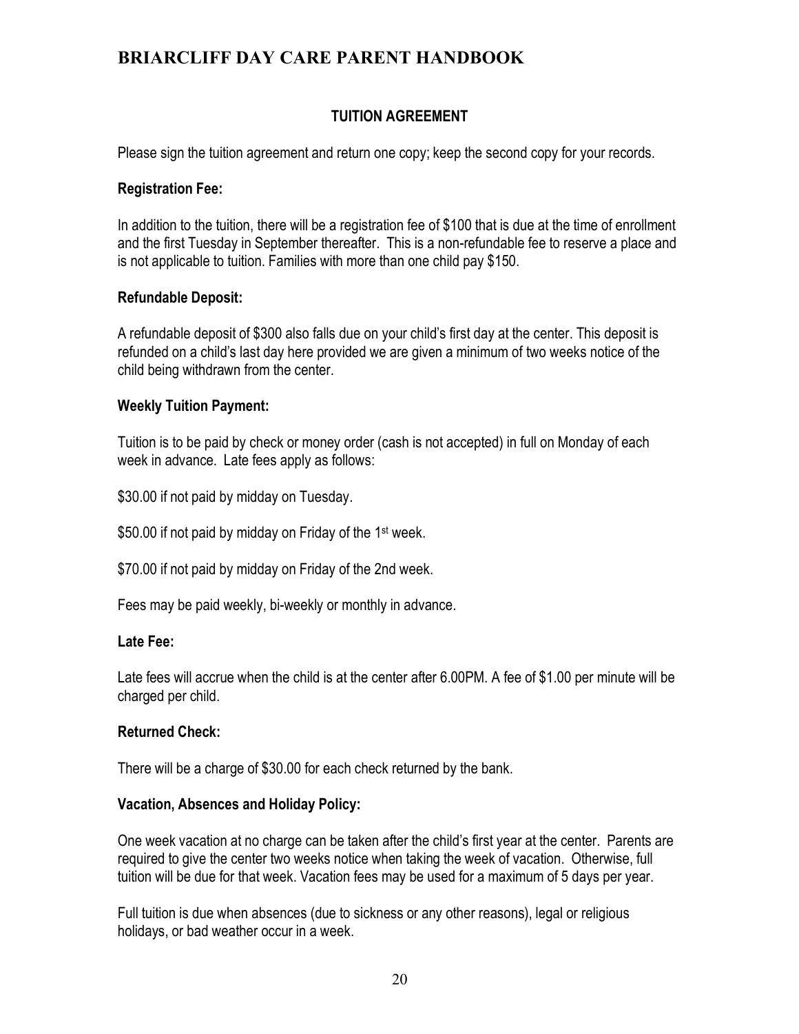### TUITION AGREEMENT

Please sign the tuition agreement and return one copy; keep the second copy for your records.

**Registration Fee:**

In addition to the tuition, there will be a registration fee of $100 that is due at the time of enrollment and the first Tuesday in September thereafter. This is a non-refundable fee to reserve a place and is not applicable to tuition. Families with more than one child pay $150.

**Refundable Deposit:**

A refundable deposit of $300 also falls due on your child's first day at the center. This deposit is refunded on a child's last day here provided we are given a minimum of two weeks notice of the child being withdrawn from the center.

**Weekly Tuition Payment:**

Tuition is to be paid by check or money order (cash is not accepted) in full on Monday of each week in advance. Late fees apply as follows:

$30.00 if not paid by midday on Tuesday.

$50.00 if not paid by midday on Friday of the 1st week.

$70.00 if not paid by midday on Friday of the 2nd week.

Fees may be paid weekly, bi-weekly or monthly in advance.

**Late Fee:**

Late fees will accrue when the child is at the center after 6.00PM. A fee of $1.00 per minute will be charged per child.

**Returned Check:**

There will be a charge of $30.00 for each check returned by the bank.

**Vacation, Absences and Holiday Policy:**

One week vacation at no charge can be taken after the child's first year at the center. Parents are required to give the center two weeks notice when taking the week of vacation. Otherwise, full tuition will be due for that week. Vacation fees may be used for a maximum of 5 days per year.

Full tuition is due when absences (due to sickness or any other reasons), legal or religious holidays, or bad weather occur in a week.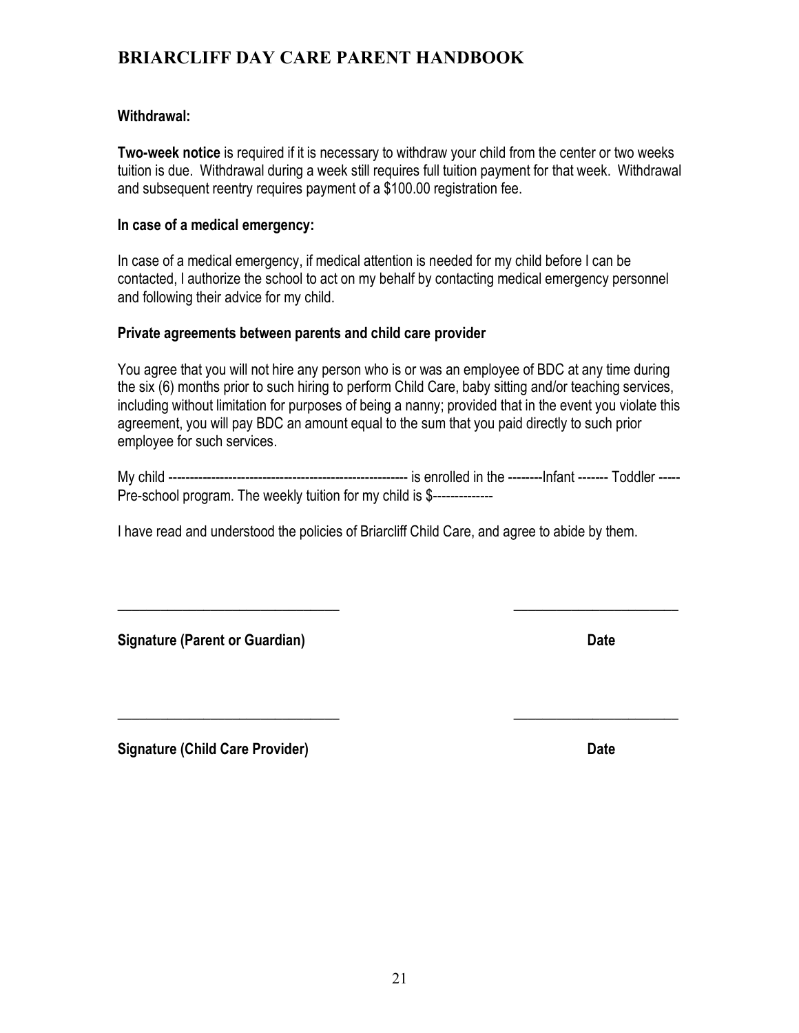# BRIARCLIFF DAY CARE PARENT HANDBOOK

**Withdrawal:**

**Two-week notice** is required if it is necessary to withdraw your child from the center or two weeks tuition is due. Withdrawal during a week still requires full tuition payment for that week. Withdrawal and subsequent reentry requires payment of a $100.00 registration fee.

**In case of a medical emergency:**

In case of a medical emergency, if medical attention is needed for my child before I can be contacted, I authorize the school to act on my behalf by contacting medical emergency personnel and following their advice for my child.

**Private agreements between parents and child care provider**

You agree that you will not hire any person who is or was an employee of BDC at any time during the six (6) months prior to such hiring to perform Child Care, baby sitting and/or teaching services, including without limitation for purposes of being a nanny; provided that in the event you violate this agreement, you will pay BDC an amount equal to the sum that you paid directly to such prior employee for such services.

My child ------------------------------------------------------- is enrolled in the --------Infant ------- Toddler ----- Pre-school program. The weekly tuition for my child is $-------------

I have read and understood the policies of Briarcliff Child Care, and agree to abide by them.

_______________________________ _______________________

**Signature (Parent or Guardian)** **Date**

_______________________________ _______________________

**Signature (Child Care Provider)** **Date**